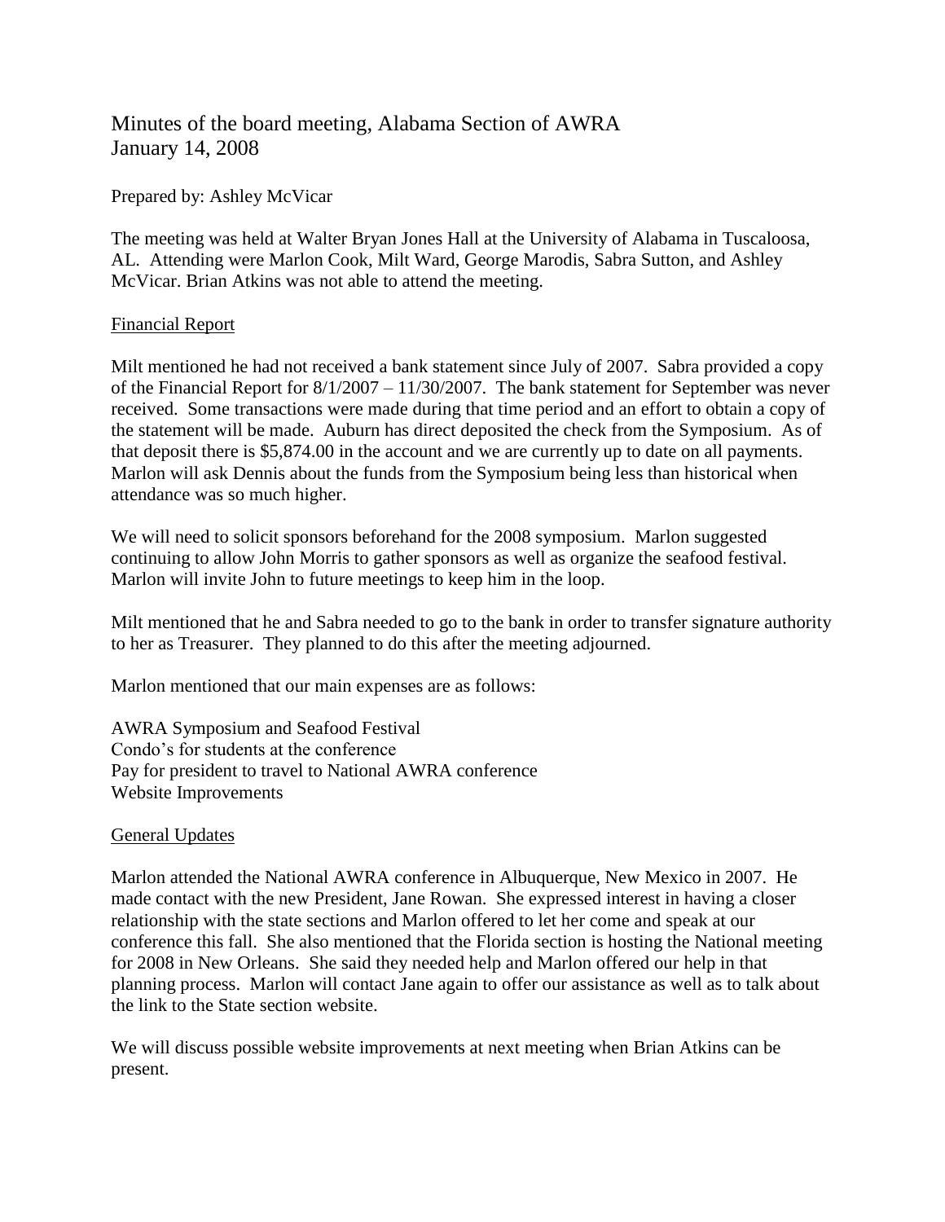# Minutes of the board meeting, Alabama Section of AWRA
# January 14, 2008

Prepared by: Ashley McVicar

The meeting was held at Walter Bryan Jones Hall at the University of Alabama in Tuscaloosa, AL. Attending were Marlon Cook, Milt Ward, George Marodis, Sabra Sutton, and Ashley McVicar. Brian Atkins was not able to attend the meeting.

## Financial Report

Milt mentioned he had not received a bank statement since July of 2007. Sabra provided a copy of the Financial Report for 8/1/2007 – 11/30/2007. The bank statement for September was never received. Some transactions were made during that time period and an effort to obtain a copy of the statement will be made. Auburn has direct deposited the check from the Symposium. As of that deposit there is $5,874.00 in the account and we are currently up to date on all payments. Marlon will ask Dennis about the funds from the Symposium being less than historical when attendance was so much higher.

We will need to solicit sponsors beforehand for the 2008 symposium. Marlon suggested continuing to allow John Morris to gather sponsors as well as organize the seafood festival. Marlon will invite John to future meetings to keep him in the loop.

Milt mentioned that he and Sabra needed to go to the bank in order to transfer signature authority to her as Treasurer. They planned to do this after the meeting adjourned.

Marlon mentioned that our main expenses are as follows:

AWRA Symposium and Seafood Festival
Condo's for students at the conference
Pay for president to travel to National AWRA conference
Website Improvements

## General Updates

Marlon attended the National AWRA conference in Albuquerque, New Mexico in 2007. He made contact with the new President, Jane Rowan. She expressed interest in having a closer relationship with the state sections and Marlon offered to let her come and speak at our conference this fall. She also mentioned that the Florida section is hosting the National meeting for 2008 in New Orleans. She said they needed help and Marlon offered our help in that planning process. Marlon will contact Jane again to offer our assistance as well as to talk about the link to the State section website.

We will discuss possible website improvements at next meeting when Brian Atkins can be present.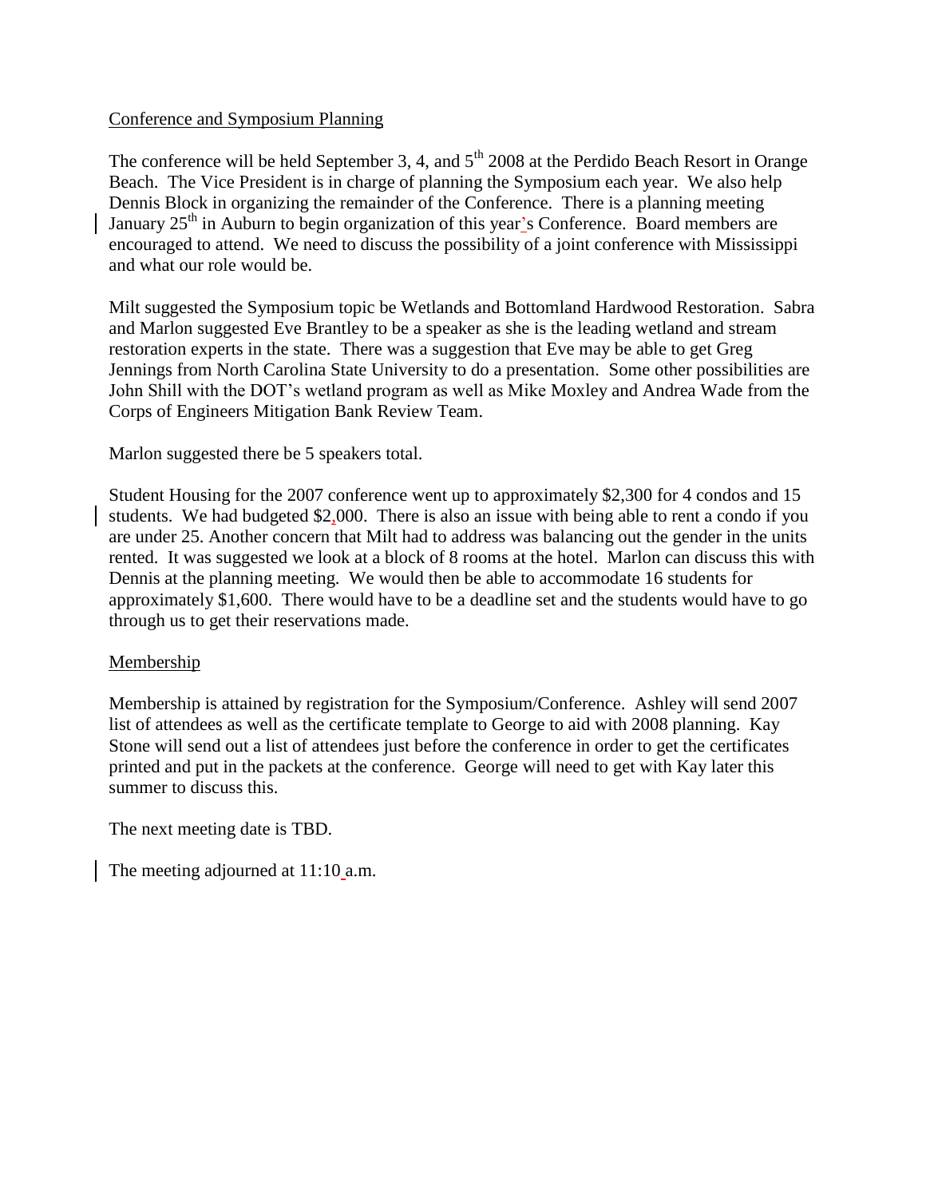Conference and Symposium Planning

The conference will be held September 3, 4, and 5th 2008 at the Perdido Beach Resort in Orange Beach. The Vice President is in charge of planning the Symposium each year. We also help Dennis Block in organizing the remainder of the Conference. There is a planning meeting January 25th in Auburn to begin organization of this year's Conference. Board members are encouraged to attend. We need to discuss the possibility of a joint conference with Mississippi and what our role would be.

Milt suggested the Symposium topic be Wetlands and Bottomland Hardwood Restoration. Sabra and Marlon suggested Eve Brantley to be a speaker as she is the leading wetland and stream restoration experts in the state. There was a suggestion that Eve may be able to get Greg Jennings from North Carolina State University to do a presentation. Some other possibilities are John Shill with the DOT's wetland program as well as Mike Moxley and Andrea Wade from the Corps of Engineers Mitigation Bank Review Team.

Marlon suggested there be 5 speakers total.

Student Housing for the 2007 conference went up to approximately $2,300 for 4 condos and 15 students. We had budgeted $2,000. There is also an issue with being able to rent a condo if you are under 25. Another concern that Milt had to address was balancing out the gender in the units rented. It was suggested we look at a block of 8 rooms at the hotel. Marlon can discuss this with Dennis at the planning meeting. We would then be able to accommodate 16 students for approximately $1,600. There would have to be a deadline set and the students would have to go through us to get their reservations made.

Membership

Membership is attained by registration for the Symposium/Conference. Ashley will send 2007 list of attendees as well as the certificate template to George to aid with 2008 planning. Kay Stone will send out a list of attendees just before the conference in order to get the certificates printed and put in the packets at the conference. George will need to get with Kay later this summer to discuss this.

The next meeting date is TBD.

The meeting adjourned at 11:10 a.m.